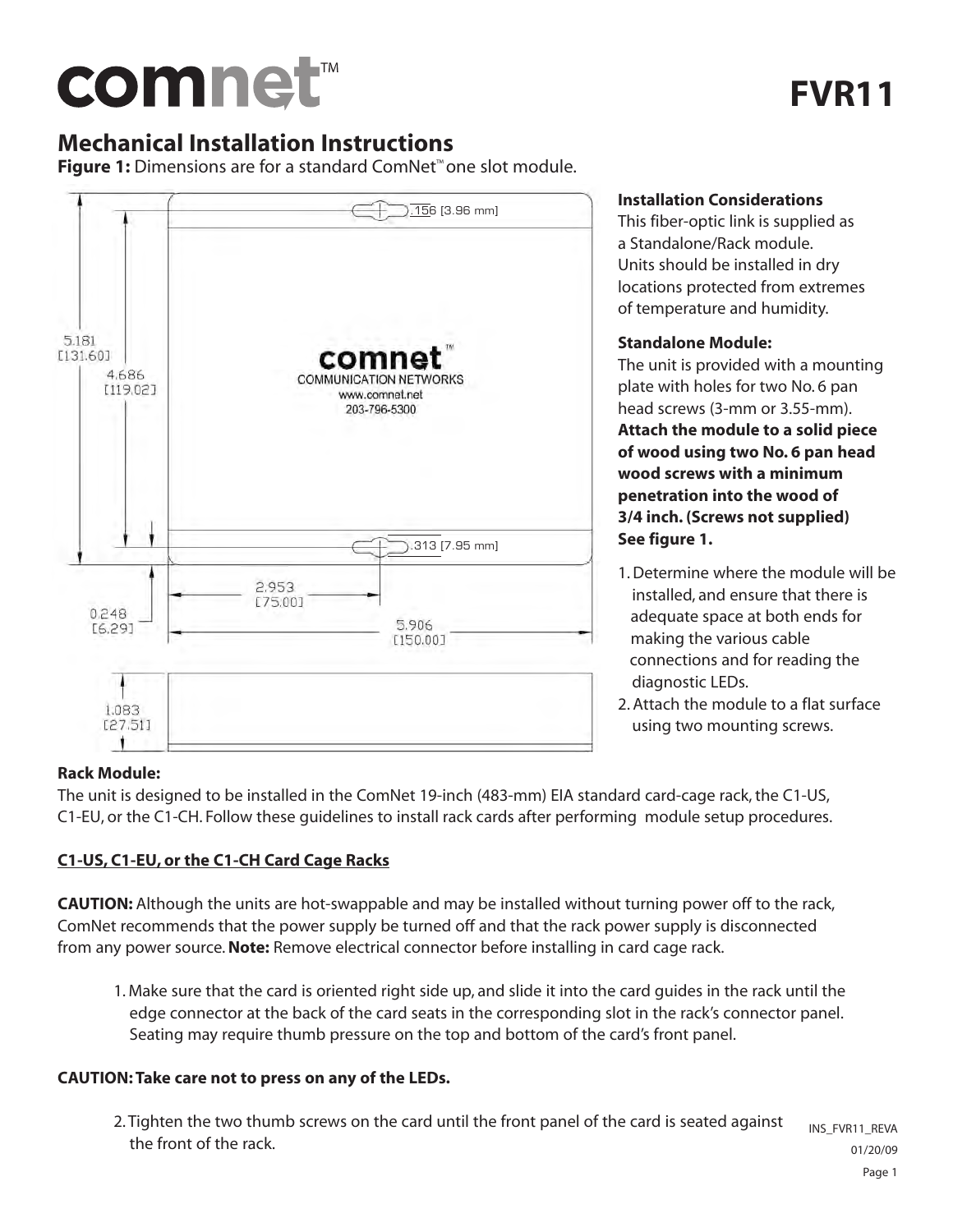# comnet™

# FVR11

## Mechanical Installation Instructions

**Figure 1:** Dimensions are for a standard ComNet™ one slot module.

.156 [3.96 mm]

5.181 [131.60]

4.686 [119.02]

comnet™ COMMUNICATION NETWORKS www.comnet.net 203-796-5300

.313 [7.95 mm]

0.248 [6.29]

2.953 [75.00]

5.906 [150.00]

1.083 [27.51]

**Installation Considerations**

This fiber-optic link is supplied as a Standalone/Rack module. Units should be installed in dry locations protected from extremes of temperature and humidity.

**Standalone Module:**

The unit is provided with a mounting plate with holes for two No. 6 pan head screws (3-mm or 3.55-mm). **Attach the module to a solid piece of wood using two No. 6 pan head wood screws with a minimum penetration into the wood of 3/4 inch. (Screws not supplied) See figure 1.**

1. Determine where the module will be installed, and ensure that there is adequate space at both ends for making the various cable connections and for reading the diagnostic LEDs.
2. Attach the module to a flat surface using two mounting screws.

**Rack Module:**

The unit is designed to be installed in the ComNet 19-inch (483-mm) EIA standard card-cage rack, the C1-US, C1-EU, or the C1-CH. Follow these guidelines to install rack cards after performing module setup procedures.

**C1-US, C1-EU, or the C1-CH Card Cage Racks**

**CAUTION:** Although the units are hot-swappable and may be installed without turning power off to the rack, ComNet recommends that the power supply be turned off and that the rack power supply is disconnected from any power source. **Note:** Remove electrical connector before installing in card cage rack.

1. Make sure that the card is oriented right side up, and slide it into the card guides in the rack until the edge connector at the back of the card seats in the corresponding slot in the rack's connector panel. Seating may require thumb pressure on the top and bottom of the card's front panel.

**CAUTION: Take care not to press on any of the LEDs.**

2. Tighten the two thumb screws on the card until the front panel of the card is seated against the front of the rack.

INS_FVR11_REVA
01/20/09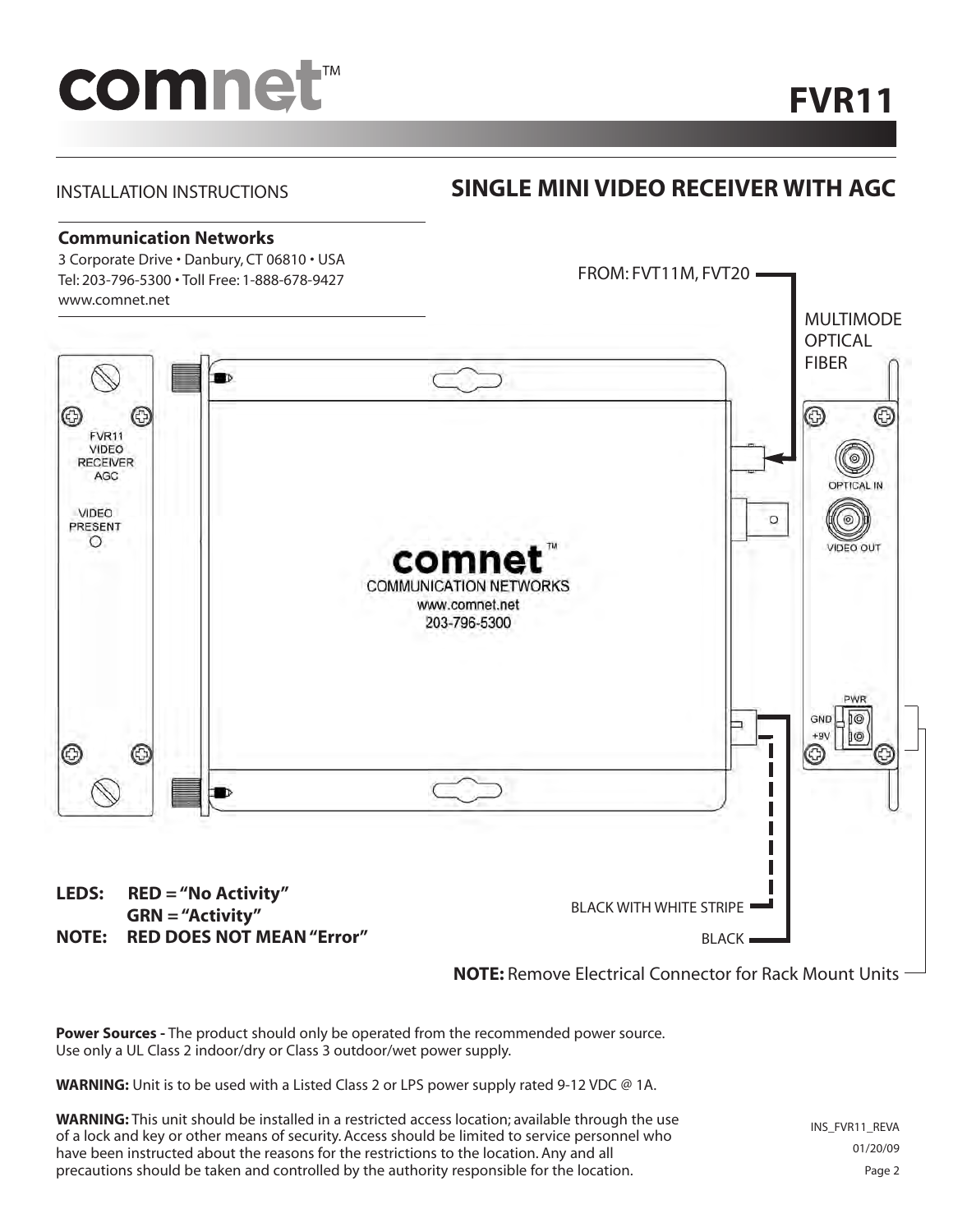# FVR11

INSTALLATION INSTRUCTIONS

## SINGLE MINI VIDEO RECEIVER WITH AGC

**Communication Networks**
3 Corporate Drive • Danbury, CT 06810 • USA
Tel: 203-796-5300 • Toll Free: 1-888-678-9427
www.comnet.net

FROM: FVT11M, FVT20

MULTIMODE OPTICAL FIBER

FVR11 VIDEO RECEIVER AGC

VIDEO PRESENT

comnet
COMMUNICATION NETWORKS
www.comnet.net
203-796-5300

OPTICAL IN

VIDEO OUT

PWR
GND
+9V

BLACK WITH WHITE STRIPE

BLACK

**LEDS: RED = "No Activity"**
**GRN = "Activity"**
**NOTE: RED DOES NOT MEAN "Error"**

**NOTE:** Remove Electrical Connector for Rack Mount Units

**Power Sources -** The product should only be operated from the recommended power source. Use only a UL Class 2 indoor/dry or Class 3 outdoor/wet power supply.

**WARNING:** Unit is to be used with a Listed Class 2 or LPS power supply rated 9-12 VDC @ 1A.

**WARNING:** This unit should be installed in a restricted access location; available through the use of a lock and key or other means of security. Access should be limited to service personnel who have been instructed about the reasons for the restrictions to the location. Any and all precautions should be taken and controlled by the authority responsible for the location.

INS_FVR11_REVA
01/20/09